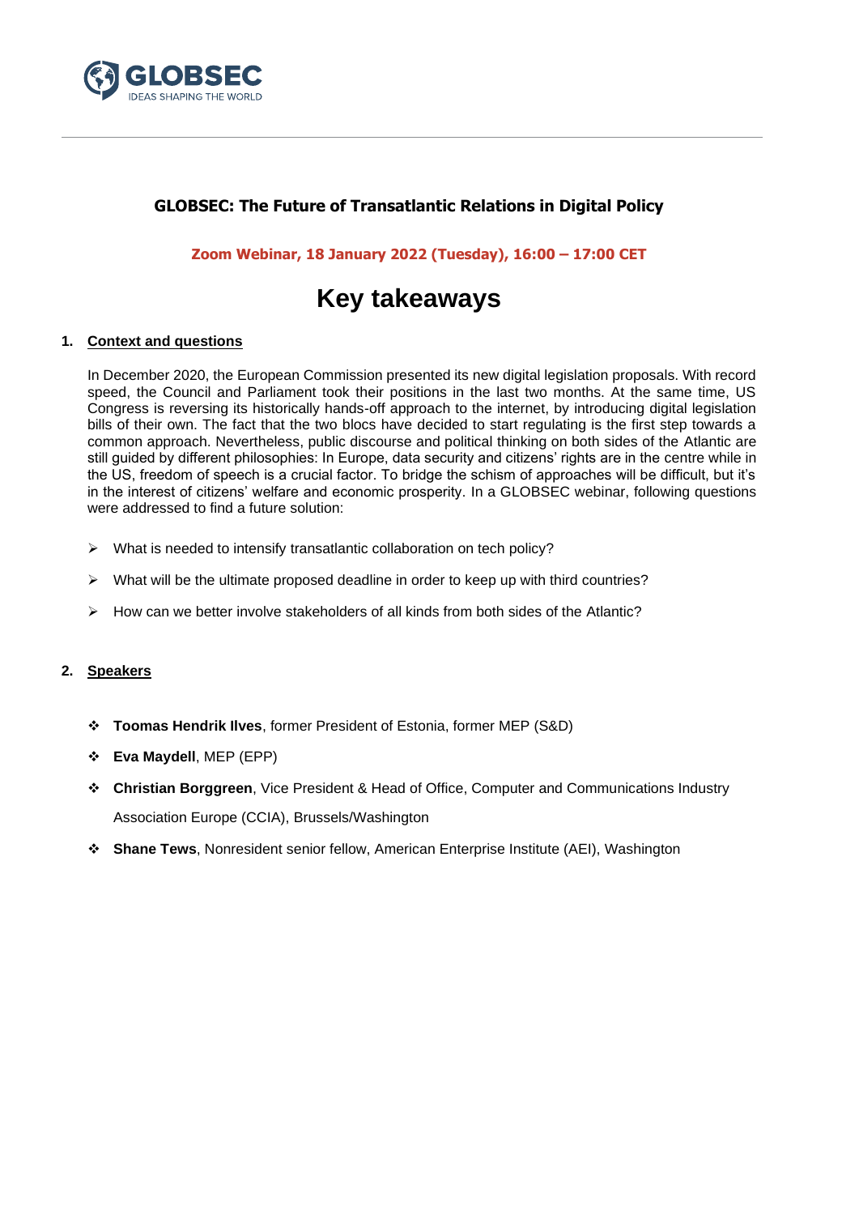**GLOBSEC: The Future of Transatlantic Relations in Digital Policy**

**Zoom Webinar, 18 January 2022 (Tuesday), 16:00 – 17:00 CET**

# Key takeaways

## 1. Context and questions

In December 2020, the European Commission presented its new digital legislation proposals. With record speed, the Council and Parliament took their positions in the last two months. At the same time, US Congress is reversing its historically hands-off approach to the internet, by introducing digital legislation bills of their own. The fact that the two blocs have decided to start regulating is the first step towards a common approach. Nevertheless, public discourse and political thinking on both sides of the Atlantic are still guided by different philosophies: In Europe, data security and citizens' rights are in the centre while in the US, freedom of speech is a crucial factor. To bridge the schism of approaches will be difficult, but it's in the interest of citizens' welfare and economic prosperity. In a GLOBSEC webinar, following questions were addressed to find a future solution:

- What is needed to intensify transatlantic collaboration on tech policy?
- What will be the ultimate proposed deadline in order to keep up with third countries?
- How can we better involve stakeholders of all kinds from both sides of the Atlantic?

## 2. Speakers

- **Toomas Hendrik Ilves**, former President of Estonia, former MEP (S&D)
- **Eva Maydell**, MEP (EPP)
- **Christian Borggreen**, Vice President & Head of Office, Computer and Communications Industry Association Europe (CCIA), Brussels/Washington
- **Shane Tews**, Nonresident senior fellow, American Enterprise Institute (AEI), Washington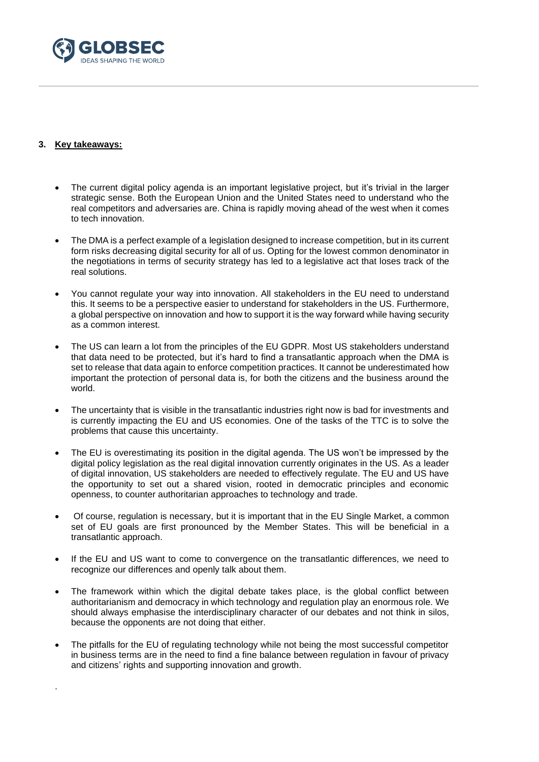### 3. Key takeaways:

- The current digital policy agenda is an important legislative project, but it's trivial in the larger strategic sense. Both the European Union and the United States need to understand who the real competitors and adversaries are. China is rapidly moving ahead of the west when it comes to tech innovation.

- The DMA is a perfect example of a legislation designed to increase competition, but in its current form risks decreasing digital security for all of us. Opting for the lowest common denominator in the negotiations in terms of security strategy has led to a legislative act that loses track of the real solutions.

- You cannot regulate your way into innovation. All stakeholders in the EU need to understand this. It seems to be a perspective easier to understand for stakeholders in the US. Furthermore, a global perspective on innovation and how to support it is the way forward while having security as a common interest.

- The US can learn a lot from the principles of the EU GDPR. Most US stakeholders understand that data need to be protected, but it's hard to find a transatlantic approach when the DMA is set to release that data again to enforce competition practices. It cannot be underestimated how important the protection of personal data is, for both the citizens and the business around the world.

- The uncertainty that is visible in the transatlantic industries right now is bad for investments and is currently impacting the EU and US economies. One of the tasks of the TTC is to solve the problems that cause this uncertainty.

- The EU is overestimating its position in the digital agenda. The US won't be impressed by the digital policy legislation as the real digital innovation currently originates in the US. As a leader of digital innovation, US stakeholders are needed to effectively regulate. The EU and US have the opportunity to set out a shared vision, rooted in democratic principles and economic openness, to counter authoritarian approaches to technology and trade.

- Of course, regulation is necessary, but it is important that in the EU Single Market, a common set of EU goals are first pronounced by the Member States. This will be beneficial in a transatlantic approach.

- If the EU and US want to come to convergence on the transatlantic differences, we need to recognize our differences and openly talk about them.

- The framework within which the digital debate takes place, is the global conflict between authoritarianism and democracy in which technology and regulation play an enormous role. We should always emphasise the interdisciplinary character of our debates and not think in silos, because the opponents are not doing that either.

- The pitfalls for the EU of regulating technology while not being the most successful competitor in business terms are in the need to find a fine balance between regulation in favour of privacy and citizens' rights and supporting innovation and growth.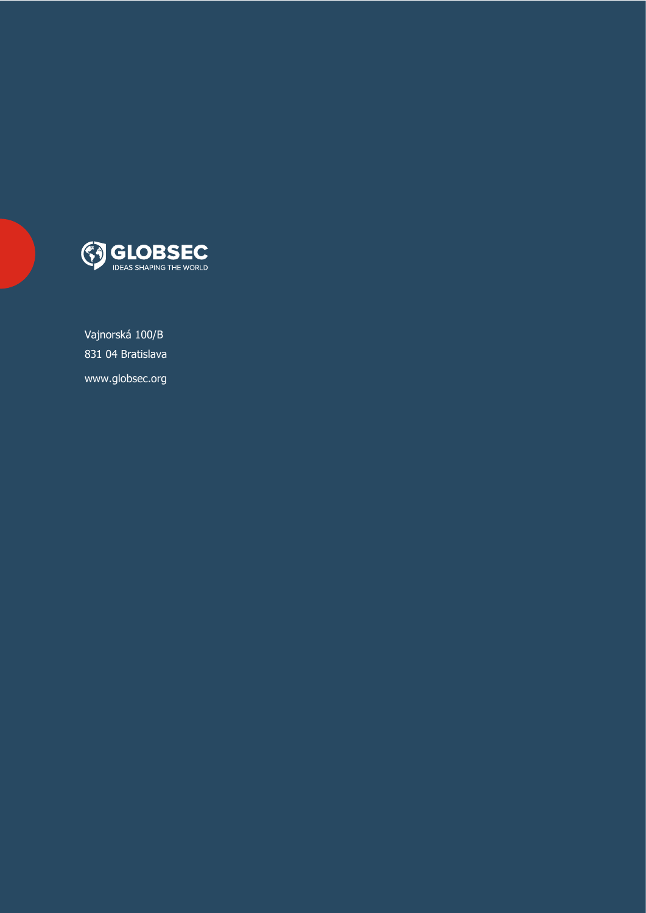GLOBSEC

IDEAS SHAPING THE WORLD

Vajnorská 100/B

831 04 Bratislava

www.globsec.org